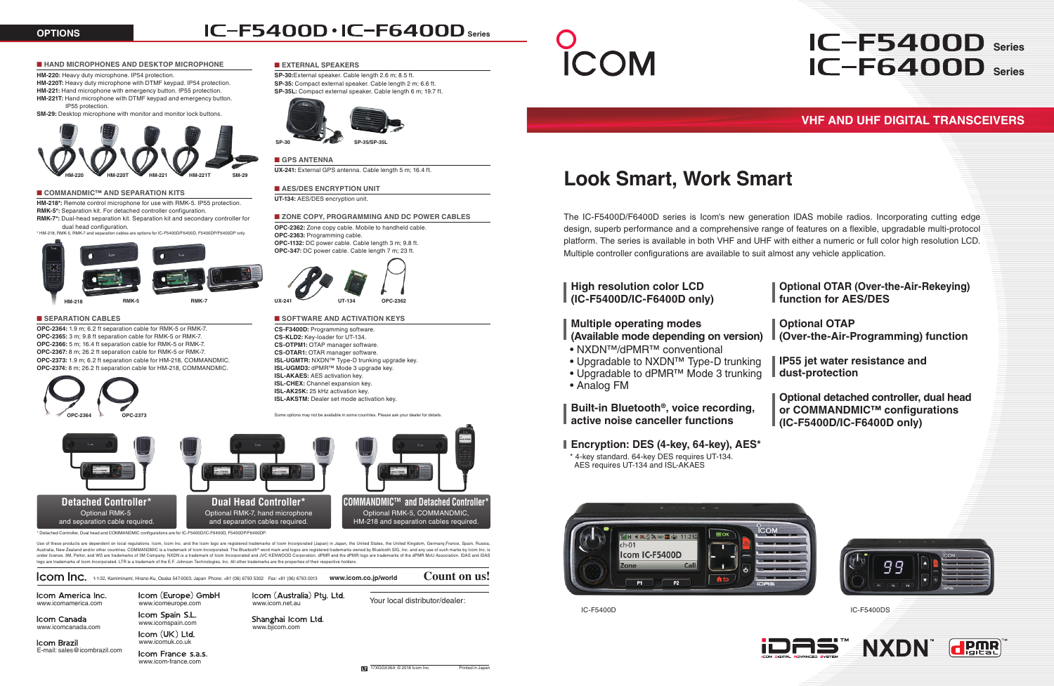## OPTIONS

# IC-F5400D・IC-F6400D Series

### HAND MICROPHONES AND DESKTOP MICROPHONE

**HM-220:** Heavy duty microphone. IP54 protection.
**HM-220T:** Heavy duty microphone with DTMF keypad. IP54 protection.
**HM-221:** Hand microphone with emergency button. IP55 protection.
**HM-221T:** Hand microphone with DTMF keypad and emergency button. IP55 protection.
**SM-29:** Desktop microphone with monitor and monitor lock buttons.

HM-220 HM-220T HM-221 HM-221T SM-29

### COMMANDMIC™ AND SEPARATION KITS

**HM-218*:** Remote control microphone for use with RMK-5. IP55 protection.
**RMK-5*:** Separation kit. For detached controller configuration.
**RMK-7*:** Dual-head separation kit. Separation kit and secondary controller for dual head configuration.

* HM-218, RMK-5, RMK-7 and separation cables are options for IC-F5400D/F6400D, F5400DP/F6400DP only

HM-218 RMK-5 RMK-7

### SEPARATION CABLES

**OPC-2364:** 1.9 m; 6.2 ft separation cable for RMK-5 or RMK-7.
**OPC-2365:** 3 m; 9.8 ft separation cable for RMK-5 or RMK-7.
**OPC-2366:** 5 m; 16.4 ft separation cable for RMK-5 or RMK-7.
**OPC-2367:** 8 m; 26.2 ft separation cable for RMK-5 or RMK-7.
**OPC-2373:** 1.9 m; 6.2 ft separation cable for HM-218, COMMANDMIC.
**OPC-2374:** 8 m; 26.2 ft separation cable for HM-218, COMMANDMIC.

OPC-2364 OPC-2373

### EXTERNAL SPEAKERS

**SP-30:** External speaker. Cable length 2.6 m; 8.5 ft.
**SP-35:** Compact external speaker. Cable length 2 m; 6.6 ft.
**SP-35L:** Compact external speaker. Cable length 6 m; 19.7 ft.

SP-30 SP-35/SP-35L

### GPS ANTENNA

**UX-241:** External GPS antenna. Cable length 5 m; 16.4 ft.

### AES/DES ENCRYPTION UNIT

**UT-134:** AES/DES encryption unit.

### ZONE COPY, PROGRAMMING AND DC POWER CABLES

**OPC-2362:** Zone copy cable. Mobile to handheld cable.
**OPC-2363:** Programming cable.
**OPC-1132:** DC power cable. Cable length 3 m; 9.8 ft.
**OPC-347:** DC power cable. Cable length 7 m; 23 ft.

UX-241 UT-134 OPC-2362

### SOFTWARE AND ACTIVATION KEYS

**CS-F3400D:** Programming software.
**CS-KLD2:** Key-loader for UT-134.
**CS-OTPM1:** OTAP manager software.
**CS-OTAR1:** OTAR manager software.
**ISL-UGMTR:** NXDN™ Type-D trunking upgrade key.
**ISL-UGMD3:** dPMR™ Mode 3 upgrade key.
**ISL-AKAES:** AES activation key.
**ISL-CHEX:** Channel expansion key.
**ISL-AK25K:** 25 kHz activation key.
**ISL-AKSTM:** Dealer set mode activation key.

Some options may not be available in some countries. Please ask your dealer for details.

**Detached Controller***
Optional RMK-5 and separation cable required.

**Dual Head Controller***
Optional RMK-7, hand microphone and separation cables required.

**COMMANDMIC™ and Detached Controller***
Optional RMK-5, COMMANDMIC, HM-218 and separation cables required.

* Detached Controller, Dual head and COMMANDMIC configurations are for IC-F5400D/IC-F6400D, F5400DP/F6400DP.

Use of these products are dependent on local regulations. Icom, Icom Inc. and the Icom logo are registered trademarks of Icom Incorporated (Japan) in Japan, the United States, the United Kingdom, Germany,France, Spain, Russia, Australia, New Zealand and/or other countries. COMMANDMIC is a trademark of Icom Incorporated. The Bluetooth® word mark and logos are registered trademarks owned by Bluetooth SIG, Inc. and any use of such marks by Icom Inc. is under license. 3M, Peltor, and WS are trademarks of 3M Company. NXDN is a trademark of Icom Incorporated and JVC KENWOOD Corporation. dPMR and the dPMR logo are trademarks of the dPMR MoU Association. IDAS and IDAS logo are trademarks of Icom Incorporated. LTR is a trademark of the E.F. Johnson Technologies, Inc. All other trademarks are the properties of their respective holders.

**Icom Inc.** 1-1-32, Kamiminami, Hirano-Ku, Osaka 547-0003, Japan Phone: +81 (06) 6793 5302 Fax: +81 (06) 6793 0013 **www.icom.co.jp/world**

**Count on us!**

**Icom America Inc.**
www.icomamerica.com

**Icom Canada**
www.icomcanada.com

**Icom Brazil**
E-mail: sales@icombrazil.com

**Icom (Europe) GmbH**
www.icomeurope.com

**Icom Spain S.L.**
www.icomspain.com

**Icom (UK) Ltd.**
www.icomuk.co.uk

**Icom France s.a.s.**
www.icom-france.com

**Icom (Australia) Pty. Ltd.**
www.icom.net.au

**Shanghai Icom Ltd.**
www.bjicom.com

Your local distributor/dealer:

17XGS536A © 2018 Icom Inc. Printed in Japan

---

ICOM

# IC-F5400D Series IC-F6400D Series

## VHF AND UHF DIGITAL TRANSCEIVERS

# Look Smart, Work Smart

The IC-F5400D/F6400D series is Icom's new generation IDAS mobile radios. Incorporating cutting edge design, superb performance and a comprehensive range of features on a flexible, upgradable multi-protocol platform. The series is available in both VHF and UHF with either a numeric or full color high resolution LCD. Multiple controller configurations are available to suit almost any vehicle application.

### High resolution color LCD (IC-F5400D/IC-F6400D only)

### Multiple operating modes (Available mode depending on version)

- NXDN™/dPMR™ conventional
- Upgradable to NXDN™ Type-D trunking
- Upgradable to dPMR™ Mode 3 trunking
- Analog FM

### Built-in Bluetooth®, voice recording, active noise canceller functions

### Encryption: DES (4-key, 64-key), AES*

* 4-key standard. 64-key DES requires UT-134. AES requires UT-134 and ISL-AKAES

### Optional OTAR (Over-the-Air-Rekeying) function for AES/DES

### Optional OTAP (Over-the-Air-Programming) function

### IP55 jet water resistance and dust-protection

### Optional detached controller, dual head or COMMANDMIC™ configurations (IC-F5400D/IC-F6400D only)

IC-F5400D

IC-F5400DS

IDAS™ NXDN™ dPMR™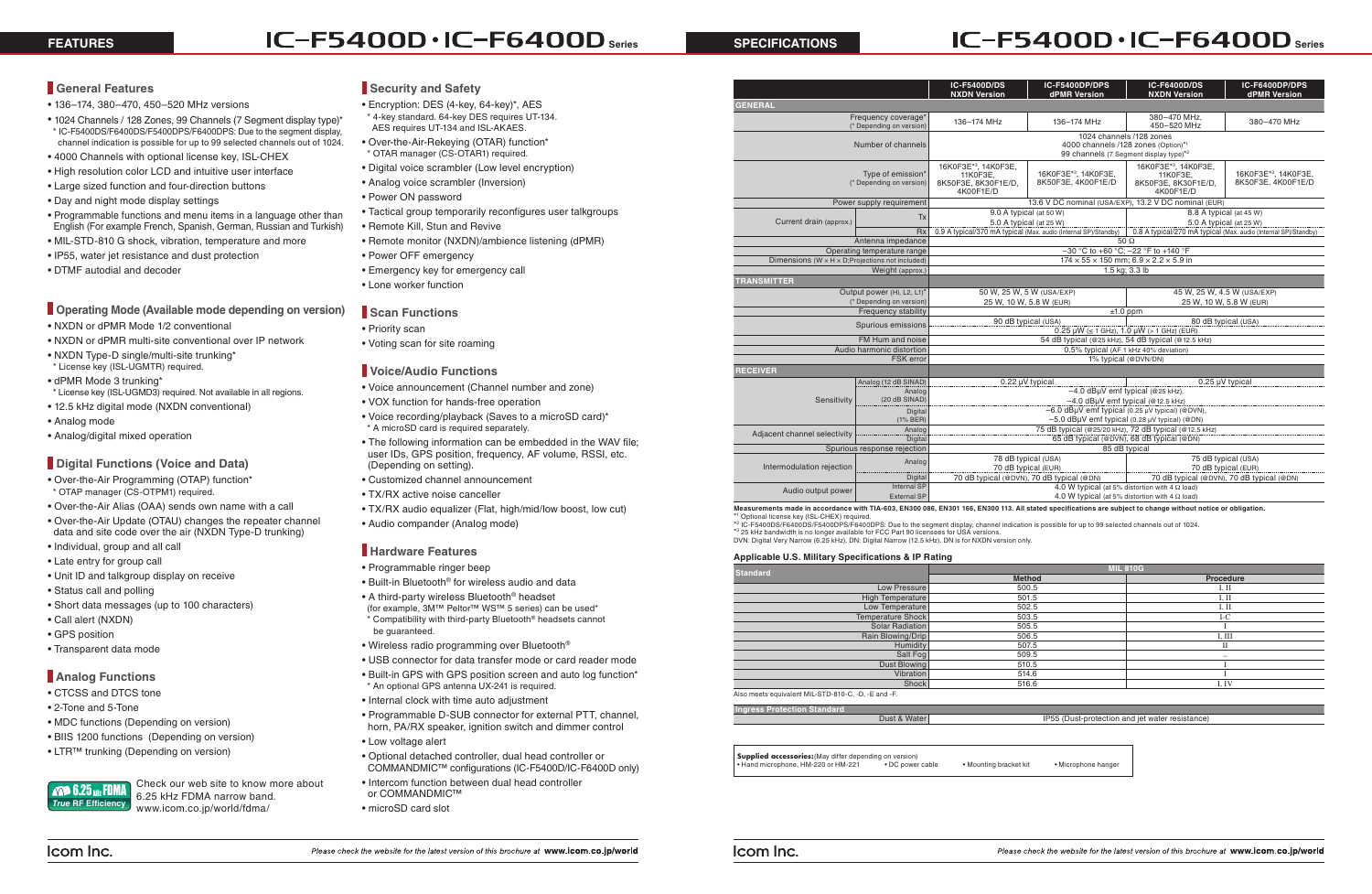# FEATURES — IC-F5400D・IC-F6400D Series

## General Features

- 136–174, 380–470, 450–520 MHz versions
- 1024 Channels / 128 Zones, 99 Channels (7 Segment display type)*
  - * IC-F5400DS/F6400DS/F5400DPS/F6400DPS: Due to the segment display, channel indication is possible for up to 99 selected channels out of 1024.
- 4000 Channels with optional license key, ISL-CHEX
- High resolution color LCD and intuitive user interface
- Large sized function and four-direction buttons
- Day and night mode display settings
- Programmable functions and menu items in a language other than English (For example French, Spanish, German, Russian and Turkish)
- MIL-STD-810 G shock, vibration, temperature and more
- IP55, water jet resistance and dust protection
- DTMF autodial and decoder

## Operating Mode (Available mode depending on version)

- NXDN or dPMR Mode 1/2 conventional
- NXDN or dPMR multi-site conventional over IP network
- NXDN Type-D single/multi-site trunking*
  - * License key (ISL-UGMTR) required.
- dPMR Mode 3 trunking*
  - * License key (ISL-UGMD3) required. Not available in all regions.
- 12.5 kHz digital mode (NXDN conventional)
- Analog mode
- Analog/digital mixed operation

## Digital Functions (Voice and Data)

- Over-the-Air Programming (OTAP) function*
  - * OTAP manager (CS-OTPM1) required.
- Over-the-Air Alias (OAA) sends own name with a call
- Over-the-Air Update (OTAU) changes the repeater channel data and site code over the air (NXDN Type-D trunking)
- Individual, group and all call
- Late entry for group call
- Unit ID and talkgroup display on receive
- Status call and polling
- Short data messages (up to 100 characters)
- Call alert (NXDN)
- GPS position
- Transparent data mode

## Analog Functions

- CTCSS and DTCS tone
- 2-Tone and 5-Tone
- MDC functions (Depending on version)
- BIIS 1200 functions (Depending on version)
- LTR™ trunking (Depending on version)

6.25 kHz FDMA True RF Efficiency — Check our web site to know more about 6.25 kHz FDMA narrow band. www.icom.co.jp/world/fdma/

## Security and Safety

- Encryption: DES (4-key, 64-key)*, AES
  - * 4-key standard. 64-key DES requires UT-134. AES requires UT-134 and ISL-AKAES.
- Over-the-Air-Rekeying (OTAR) function*
  - * OTAR manager (CS-OTAR1) required.
- Digital voice scrambler (Low level encryption)
- Analog voice scrambler (Inversion)
- Power ON password
- Tactical group temporarily reconfigures user talkgroups
- Remote Kill, Stun and Revive
- Remote monitor (NXDN)/ambience listening (dPMR)
- Power OFF emergency
- Emergency key for emergency call
- Lone worker function

## Scan Functions

- Priority scan
- Voting scan for site roaming

## Voice/Audio Functions

- Voice announcement (Channel number and zone)
- VOX function for hands-free operation
- Voice recording/playback (Saves to a microSD card)*
  - * A microSD card is required separately.
- The following information can be embedded in the WAV file; user IDs, GPS position, frequency, AF volume, RSSI, etc. (Depending on setting).
- Customized channel announcement
- TX/RX active noise canceller
- TX/RX audio equalizer (Flat, high/mid/low boost, low cut)
- Audio compander (Analog mode)

## Hardware Features

- Programmable ringer beep
- Built-in Bluetooth® for wireless audio and data
- A third-party wireless Bluetooth® headset (for example, 3M™ Peltor™ WS™ 5 series) can be used*
  - * Compatibility with third-party Bluetooth® headsets cannot be guaranteed.
- Wireless radio programming over Bluetooth®
- USB connector for data transfer mode or card reader mode
- Built-in GPS with GPS position screen and auto log function*
  - * An optional GPS antenna UX-241 is required.
- Internal clock with time auto adjustment
- Programmable D-SUB connector for external PTT, channel, horn, PA/RX speaker, ignition switch and dimmer control
- Low voltage alert
- Optional detached controller, dual head controller or COMMANDMIC™ configurations (IC-F5400D/IC-F6400D only)
- Intercom function between dual head controller or COMMANDMIC™
- microSD card slot

# SPECIFICATIONS — IC-F5400D・IC-F6400D Series

| | | IC-F5400D/DS NXDN Version | IC-F5400DP/DPS dPMR Version | IC-F6400D/DS NXDN Version | IC-F6400DP/DPS dPMR Version |
|---|---|---|---|---|---|
| **GENERAL** | | | | | |
| Frequency coverage* (* Depending on version) | | 136–174 MHz | 136–174 MHz | 380–470 MHz, 450–520 MHz | 380–470 MHz |
| Number of channels | | 1024 channels /128 zones; 4000 channels /128 zones (Option)*1; 99 channels (7 Segment display type)*2 | | | |
| Type of emission* (* Depending on version) | | 16K0F3E*3, 14K0F3E, 11K0F3E, 8K50F3E, 8K30F1E/D, 4K00F1E/D | 16K0F3E*3, 14K0F3E, 8K50F3E, 4K00F1E/D | 16K0F3E*3, 14K0F3E, 11K0F3E, 8K50F3E, 8K30F1E/D, 4K00F1E/D | 16K0F3E*3, 14K0F3E, 8K50F3E, 4K00F1E/D |
| Power supply requirement | | 13.6 V DC nominal (USA/EXP), 13.2 V DC nominal (EUR) | | | |
| Current drain (approx.) | Tx | 9.0 A typical (at 50 W); 5.0 A typical (at 25 W) | | 8.8 A typical (at 45 W); 5.0 A typical (at 25 W) | |
| | Rx | 0.9 A typical/370 mA typical (Max. audio (Internal SP)/Standby) | | 0.8 A typical/270 mA typical (Max. audio (Internal SP)/Standby) | |
| Antenna impedance | | 50 Ω | | | |
| Operating temperature range | | −30 °C to +60 °C; −22 °F to +140 °F | | | |
| Dimensions (W × H × D; Projections not included) | | 174 × 55 × 150 mm; 6.9 × 2.2 × 5.9 in | | | |
| Weight (approx.) | | 1.5 kg; 3.3 lb | | | |
| **TRANSMITTER** | | | | | |
| Output power (Hi, L2, L1)* (* Depending on version) | | 50 W, 25 W, 5 W (USA/EXP); 25 W, 10 W, 5.8 W (EUR) | | 45 W, 25 W, 4.5 W (USA/EXP); 25 W, 10 W, 5.8 W (EUR) | |
| Frequency stability | | ±1.0 ppm | | | |
| Spurious emissions | | 90 dB typical (USA) | | 80 dB typical (USA) | |
| | | 0.25 μW (≤ 1 GHz), 1.0 μW (> 1 GHz) (EUR) | | | |
| FM Hum and noise | | 54 dB typical (@25 kHz), 54 dB typical (@12.5 kHz) | | | |
| Audio harmonic distortion | | 0.5% typical (AF 1 kHz 40% deviation) | | | |
| FSK error | | 1% typical (@DVN/DN) | | | |
| **RECEIVER** | | | | | |
| Sensitivity | Analog (12 dB SINAD) | 0.22 μV typical | | 0.25 μV typical | |
| | Analog (20 dB SINAD) | −4.0 dBμV emf typical (@25 kHz), −4.0 dBμV emf typical (@12.5 kHz) | | | |
| | Digital (1% BER) | −6.0 dBμV emf typical (0.25 μV typical) (@DVN), −5.0 dBμV emf typical (0.28 μV typical) (@DN) | | | |
| Adjacent channel selectivity | Analog | 75 dB typical (@25/20 kHz), 72 dB typical (@12.5 kHz) | | | |
| | Digital | 65 dB typical (@DVN), 68 dB typical (@DN) | | | |
| Spurious response rejection | | 85 dB typical | | | |
| Intermodulation rejection | Analog | 78 dB typical (USA); 70 dB typical (EUR) | | 75 dB typical (USA); 70 dB typical (EUR) | |
| | Digital | 70 dB typical (@DVN), 70 dB typical (@DN) | | 70 dB typical (@DVN), 70 dB typical (@DN) | |
| Audio output power | Internal SP | 4.0 W typical (at 5% distortion with 4 Ω load) | | | |
| | External SP | 4.0 W typical (at 5% distortion with 4 Ω load) | | | |

Measurements made in accordance with TIA-603, EN300 086, EN301 166, EN300 113. All stated specifications are subject to change without notice or obligation.

*1 Optional license key (ISL-CHEX) required.

*2 IC-F5400DS/F6400DS/F5400DPS/F6400DPS: Due to the segment display, channel indication is possible for up to 99 selected channels out of 1024.

*3 25 kHz bandwidth is no longer available for FCC Part 90 licensees for USA versions.

DVN: Digital Very Narrow (6.25 kHz), DN: Digital Narrow (12.5 kHz). DN is for NXDN version only.

## Applicable U.S. Military Specifications & IP Rating

| Standard | MIL 810G Method | MIL 810G Procedure |
|---|---|---|
| Low Pressure | 500.5 | I, II |
| High Temperature | 501.5 | I, II |
| Low Temperature | 502.5 | I, II |
| Temperature Shock | 503.5 | I-C |
| Solar Radiation | 505.5 | I |
| Rain Blowing/Drip | 506.5 | I, III |
| Humidity | 507.5 | II |
| Salt Fog | 509.5 | – |
| Dust Blowing | 510.5 | I |
| Vibration | 514.6 | I |
| Shock | 516.6 | I, IV |

Also meets equivalent MIL-STD-810-C, -D, -E and -F.

| Ingress Protection Standard | |
|---|---|
| Dust & Water | IP55 (Dust-protection and jet water resistance) |

**Supplied accessories:** (May differ depending on version)
- Hand microphone, HM-220 or HM-221
- DC power cable
- Mounting bracket kit
- Microphone hanger